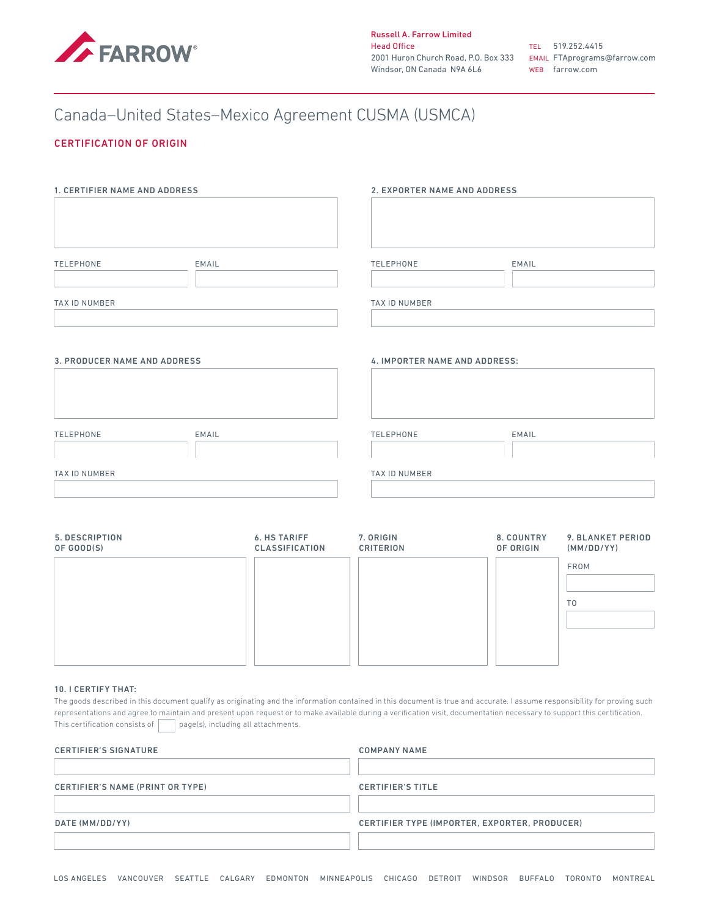FARROW®

**Russell A. Farrow Limited**
Head Office
2001 Huron Church Road, P.O. Box 333
Windsor, ON Canada N9A 6L6

TEL 519.252.4415
EMAIL FTAprograms@farrow.com
WEB farrow.com

# Canada–United States–Mexico Agreement CUSMA (USMCA)

## CERTIFICATION OF ORIGIN

**1. CERTIFIER NAME AND ADDRESS**

TELEPHONE
EMAIL
TAX ID NUMBER

**2. EXPORTER NAME AND ADDRESS**

TELEPHONE
EMAIL
TAX ID NUMBER

**3. PRODUCER NAME AND ADDRESS**

TELEPHONE
EMAIL
TAX ID NUMBER

**4. IMPORTER NAME AND ADDRESS:**

TELEPHONE
EMAIL
TAX ID NUMBER

| 5. DESCRIPTION OF GOOD(S) | 6. HS TARIFF CLASSIFICATION | 7. ORIGIN CRITERION | 8. COUNTRY OF ORIGIN | 9. BLANKET PERIOD (MM/DD/YY) |
|---|---|---|---|---|
| | | | | FROM |
| | | | | TO |

**10. I CERTIFY THAT:**

The goods described in this document qualify as originating and the information contained in this document is true and accurate. I assume responsibility for proving such representations and agree to maintain and present upon request or to make available during a verification visit, documentation necessary to support this certification. This certification consists of ___ page(s), including all attachments.

**CERTIFIER'S SIGNATURE**

**COMPANY NAME**

**CERTIFIER'S NAME (PRINT OR TYPE)**

**CERTIFIER'S TITLE**

**DATE (MM/DD/YY)**

**CERTIFIER TYPE (IMPORTER, EXPORTER, PRODUCER)**

LOS ANGELES VANCOUVER SEATTLE CALGARY EDMONTON MINNEAPOLIS CHICAGO DETROIT WINDSOR BUFFALO TORONTO MONTREAL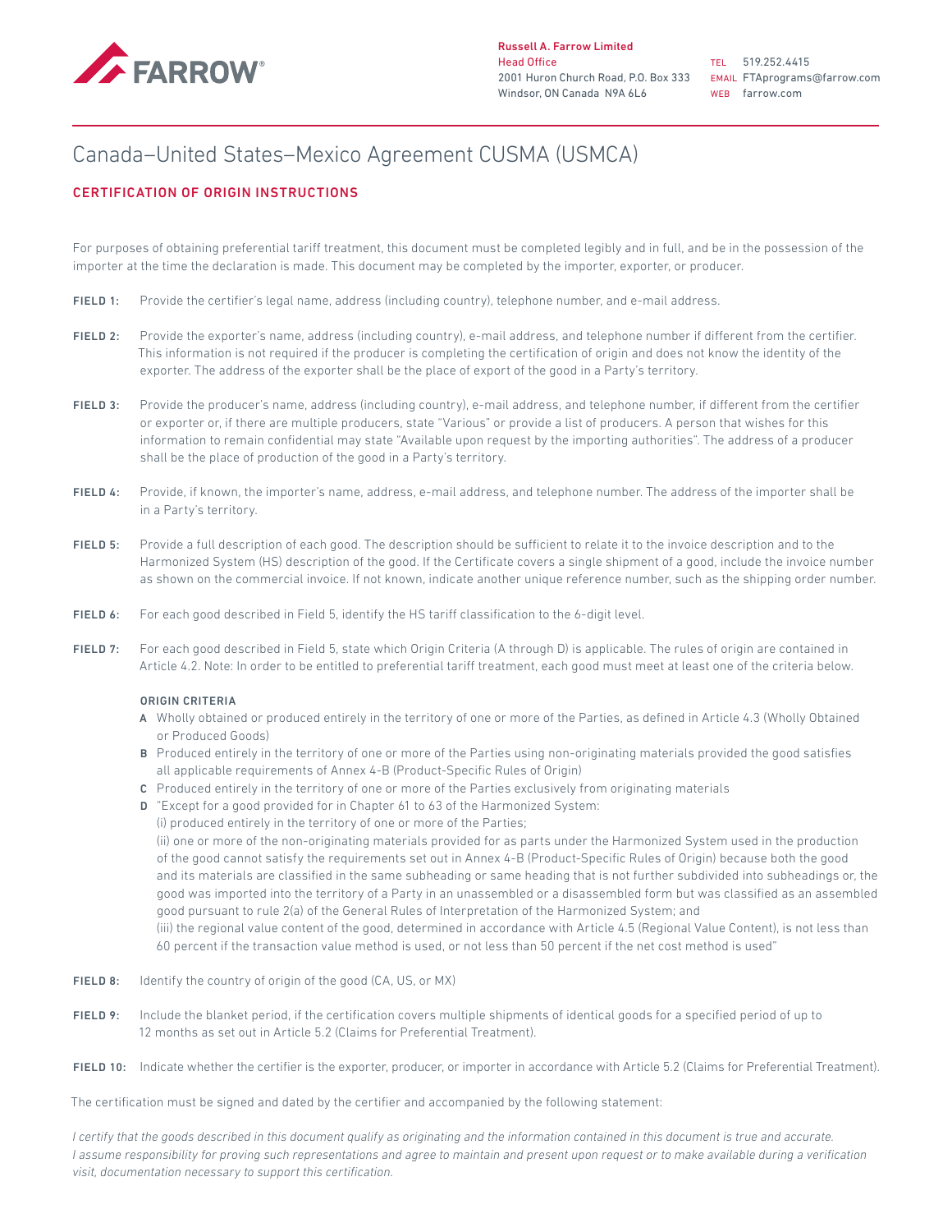**Russell A. Farrow Limited**
Head Office
2001 Huron Church Road, P.O. Box 333
Windsor, ON Canada N9A 6L6

TEL 519.252.4415
EMAIL FTAprograms@farrow.com
WEB farrow.com

# Canada–United States–Mexico Agreement CUSMA (USMCA)

## CERTIFICATION OF ORIGIN INSTRUCTIONS

For purposes of obtaining preferential tariff treatment, this document must be completed legibly and in full, and be in the possession of the importer at the time the declaration is made. This document may be completed by the importer, exporter, or producer.

**FIELD 1:** Provide the certifier's legal name, address (including country), telephone number, and e-mail address.

**FIELD 2:** Provide the exporter's name, address (including country), e-mail address, and telephone number if different from the certifier. This information is not required if the producer is completing the certification of origin and does not know the identity of the exporter. The address of the exporter shall be the place of export of the good in a Party's territory.

**FIELD 3:** Provide the producer's name, address (including country), e-mail address, and telephone number, if different from the certifier or exporter or, if there are multiple producers, state "Various" or provide a list of producers. A person that wishes for this information to remain confidential may state "Available upon request by the importing authorities". The address of a producer shall be the place of production of the good in a Party's territory.

**FIELD 4:** Provide, if known, the importer's name, address, e-mail address, and telephone number. The address of the importer shall be in a Party's territory.

**FIELD 5:** Provide a full description of each good. The description should be sufficient to relate it to the invoice description and to the Harmonized System (HS) description of the good. If the Certificate covers a single shipment of a good, include the invoice number as shown on the commercial invoice. If not known, indicate another unique reference number, such as the shipping order number.

**FIELD 6:** For each good described in Field 5, identify the HS tariff classification to the 6-digit level.

**FIELD 7:** For each good described in Field 5, state which Origin Criteria (A through D) is applicable. The rules of origin are contained in Article 4.2. Note: In order to be entitled to preferential tariff treatment, each good must meet at least one of the criteria below.

**ORIGIN CRITERIA**

- **A** Wholly obtained or produced entirely in the territory of one or more of the Parties, as defined in Article 4.3 (Wholly Obtained or Produced Goods)
- **B** Produced entirely in the territory of one or more of the Parties using non-originating materials provided the good satisfies all applicable requirements of Annex 4-B (Product-Specific Rules of Origin)
- **C** Produced entirely in the territory of one or more of the Parties exclusively from originating materials
- **D** "Except for a good provided for in Chapter 61 to 63 of the Harmonized System:
  (i) produced entirely in the territory of one or more of the Parties;
  (ii) one or more of the non-originating materials provided for as parts under the Harmonized System used in the production of the good cannot satisfy the requirements set out in Annex 4-B (Product-Specific Rules of Origin) because both the good and its materials are classified in the same subheading or same heading that is not further subdivided into subheadings or, the good was imported into the territory of a Party in an unassembled or a disassembled form but was classified as an assembled good pursuant to rule 2(a) of the General Rules of Interpretation of the Harmonized System; and
  (iii) the regional value content of the good, determined in accordance with Article 4.5 (Regional Value Content), is not less than 60 percent if the transaction value method is used, or not less than 50 percent if the net cost method is used"

**FIELD 8:** Identify the country of origin of the good (CA, US, or MX)

**FIELD 9:** Include the blanket period, if the certification covers multiple shipments of identical goods for a specified period of up to 12 months as set out in Article 5.2 (Claims for Preferential Treatment).

**FIELD 10:** Indicate whether the certifier is the exporter, producer, or importer in accordance with Article 5.2 (Claims for Preferential Treatment).

The certification must be signed and dated by the certifier and accompanied by the following statement:

*I certify that the goods described in this document qualify as originating and the information contained in this document is true and accurate. I assume responsibility for proving such representations and agree to maintain and present upon request or to make available during a verification visit, documentation necessary to support this certification.*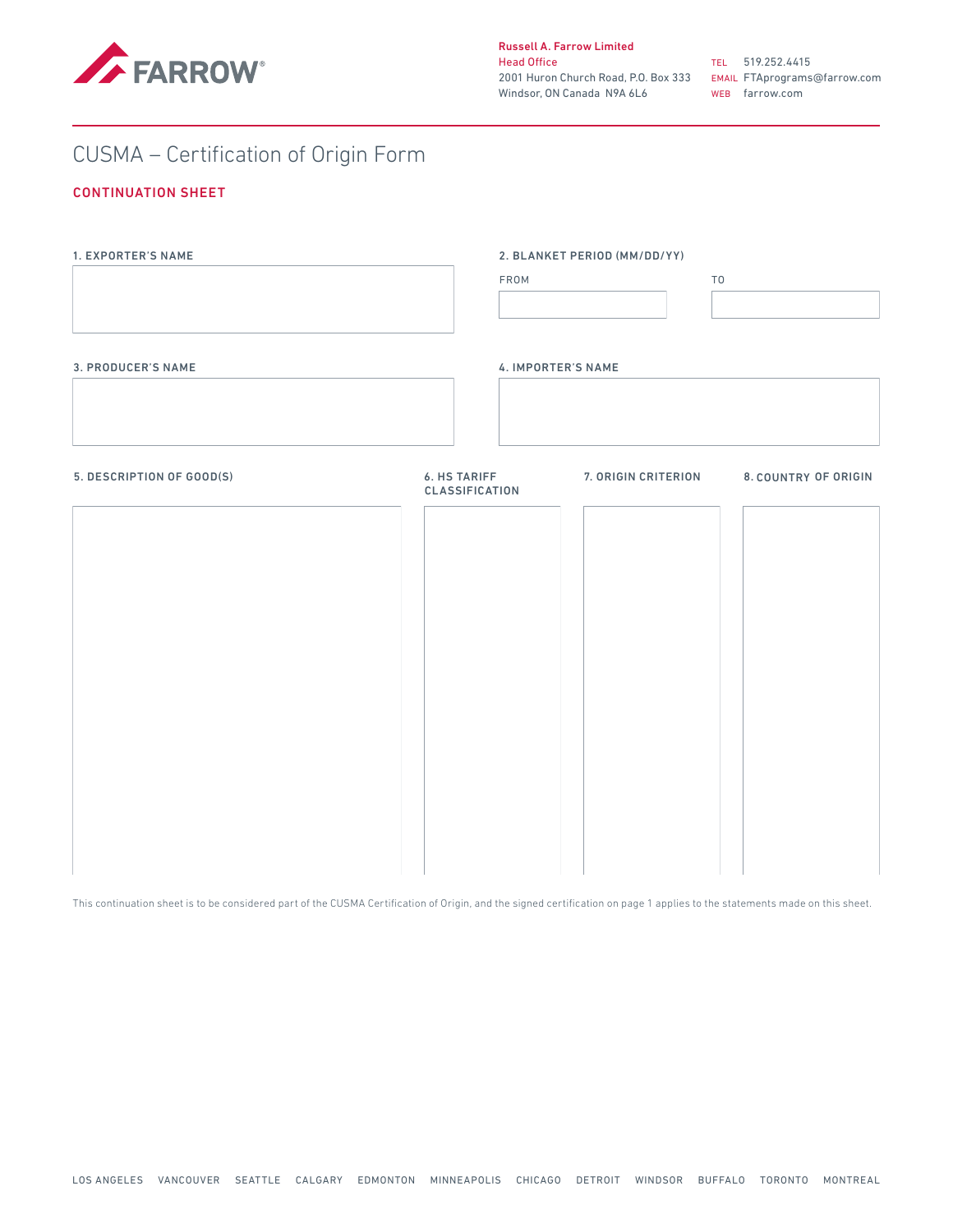Russell A. Farrow Limited
Head Office
2001 Huron Church Road, P.O. Box 333
Windsor, ON Canada N9A 6L6

TEL 519.252.4415
EMAIL FTAprograms@farrow.com
WEB farrow.com

# CUSMA – Certification of Origin Form

## CONTINUATION SHEET

**1. EXPORTER'S NAME**

**2. BLANKET PERIOD (MM/DD/YY)**

FROM

TO

**3. PRODUCER'S NAME**

**4. IMPORTER'S NAME**

| 5. DESCRIPTION OF GOOD(S) | 6. HS TARIFF CLASSIFICATION | 7. ORIGIN CRITERION | 8. COUNTRY OF ORIGIN |
|---|---|---|---|
| | | | |

This continuation sheet is to be considered part of the CUSMA Certification of Origin, and the signed certification on page 1 applies to the statements made on this sheet.

LOS ANGELES VANCOUVER SEATTLE CALGARY EDMONTON MINNEAPOLIS CHICAGO DETROIT WINDSOR BUFFALO TORONTO MONTREAL